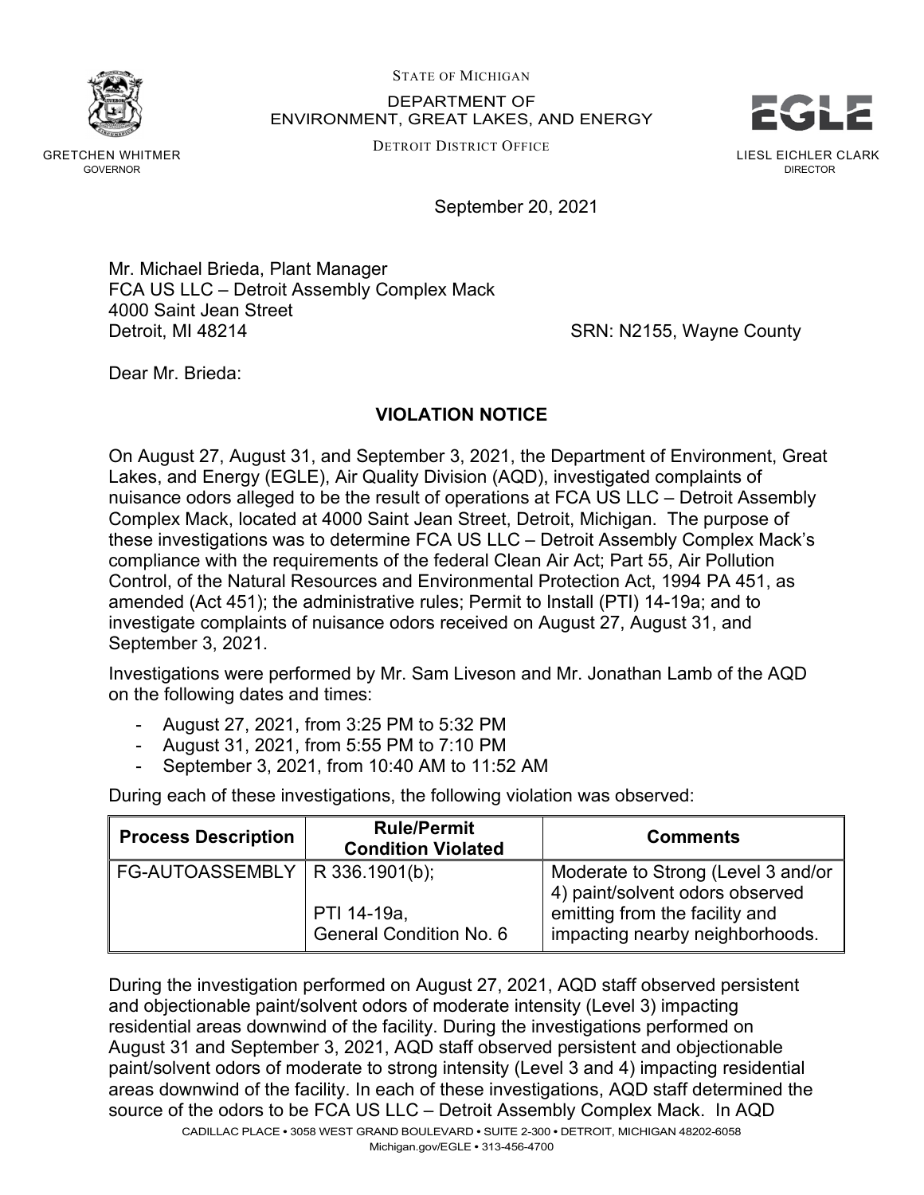STATE OF MICHIGAN
DEPARTMENT OF
ENVIRONMENT, GREAT LAKES, AND ENERGY
DETROIT DISTRICT OFFICE

GRETCHEN WHITMER
GOVERNOR

LIESL EICHLER CLARK
DIRECTOR

September 20, 2021

Mr. Michael Brieda, Plant Manager
FCA US LLC – Detroit Assembly Complex Mack
4000 Saint Jean Street
Detroit, MI 48214

SRN: N2155, Wayne County

Dear Mr. Brieda:

**VIOLATION NOTICE**

On August 27, August 31, and September 3, 2021, the Department of Environment, Great Lakes, and Energy (EGLE), Air Quality Division (AQD), investigated complaints of nuisance odors alleged to be the result of operations at FCA US LLC – Detroit Assembly Complex Mack, located at 4000 Saint Jean Street, Detroit, Michigan. The purpose of these investigations was to determine FCA US LLC – Detroit Assembly Complex Mack's compliance with the requirements of the federal Clean Air Act; Part 55, Air Pollution Control, of the Natural Resources and Environmental Protection Act, 1994 PA 451, as amended (Act 451); the administrative rules; Permit to Install (PTI) 14-19a; and to investigate complaints of nuisance odors received on August 27, August 31, and September 3, 2021.

Investigations were performed by Mr. Sam Liveson and Mr. Jonathan Lamb of the AQD on the following dates and times:

- August 27, 2021, from 3:25 PM to 5:32 PM
- August 31, 2021, from 5:55 PM to 7:10 PM
- September 3, 2021, from 10:40 AM to 11:52 AM

During each of these investigations, the following violation was observed:

| Process Description | Rule/Permit Condition Violated | Comments |
|---|---|---|
| FG-AUTOASSEMBLY | R 336.1901(b); PTI 14-19a, General Condition No. 6 | Moderate to Strong (Level 3 and/or 4) paint/solvent odors observed emitting from the facility and impacting nearby neighborhoods. |

During the investigation performed on August 27, 2021, AQD staff observed persistent and objectionable paint/solvent odors of moderate intensity (Level 3) impacting residential areas downwind of the facility. During the investigations performed on August 31 and September 3, 2021, AQD staff observed persistent and objectionable paint/solvent odors of moderate to strong intensity (Level 3 and 4) impacting residential areas downwind of the facility. In each of these investigations, AQD staff determined the source of the odors to be FCA US LLC – Detroit Assembly Complex Mack. In AQD

CADILLAC PLACE • 3058 WEST GRAND BOULEVARD • SUITE 2-300 • DETROIT, MICHIGAN 48202-6058
Michigan.gov/EGLE • 313-456-4700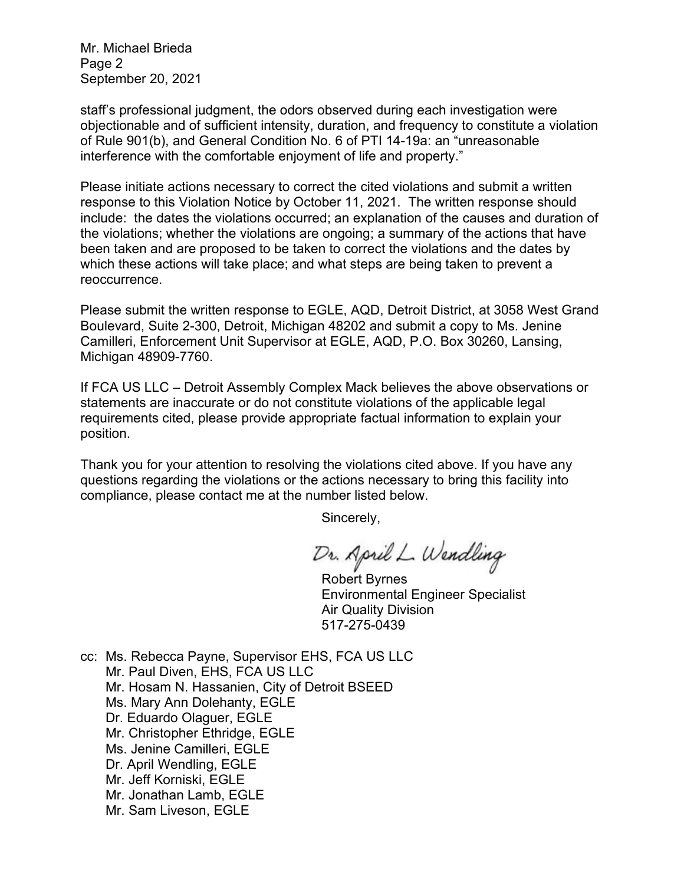Mr. Michael Brieda
Page 2
September 20, 2021

staff's professional judgment, the odors observed during each investigation were objectionable and of sufficient intensity, duration, and frequency to constitute a violation of Rule 901(b), and General Condition No. 6 of PTI 14-19a: an "unreasonable interference with the comfortable enjoyment of life and property."

Please initiate actions necessary to correct the cited violations and submit a written response to this Violation Notice by October 11, 2021. The written response should include: the dates the violations occurred; an explanation of the causes and duration of the violations; whether the violations are ongoing; a summary of the actions that have been taken and are proposed to be taken to correct the violations and the dates by which these actions will take place; and what steps are being taken to prevent a reoccurrence.

Please submit the written response to EGLE, AQD, Detroit District, at 3058 West Grand Boulevard, Suite 2-300, Detroit, Michigan 48202 and submit a copy to Ms. Jenine Camilleri, Enforcement Unit Supervisor at EGLE, AQD, P.O. Box 30260, Lansing, Michigan 48909-7760.

If FCA US LLC – Detroit Assembly Complex Mack believes the above observations or statements are inaccurate or do not constitute violations of the applicable legal requirements cited, please provide appropriate factual information to explain your position.

Thank you for your attention to resolving the violations cited above. If you have any questions regarding the violations or the actions necessary to bring this facility into compliance, please contact me at the number listed below.

Sincerely,

Dr. April L. Wendling

Robert Byrnes
Environmental Engineer Specialist
Air Quality Division
517-275-0439

cc: Ms. Rebecca Payne, Supervisor EHS, FCA US LLC
Mr. Paul Diven, EHS, FCA US LLC
Mr. Hosam N. Hassanien, City of Detroit BSEED
Ms. Mary Ann Dolehanty, EGLE
Dr. Eduardo Olaguer, EGLE
Mr. Christopher Ethridge, EGLE
Ms. Jenine Camilleri, EGLE
Dr. April Wendling, EGLE
Mr. Jeff Korniski, EGLE
Mr. Jonathan Lamb, EGLE
Mr. Sam Liveson, EGLE